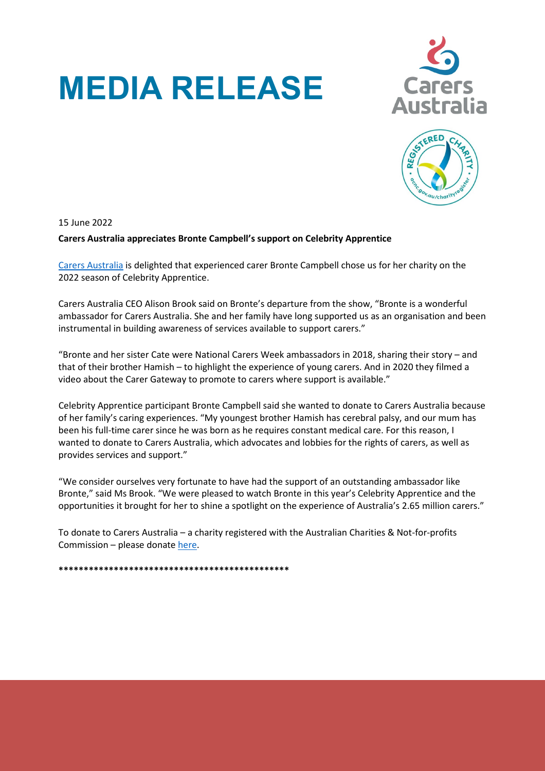# MEDIA RELEASE

15 June 2022

**Carers Australia appreciates Bronte Campbell's support on Celebrity Apprentice**

Carers Australia is delighted that experienced carer Bronte Campbell chose us for her charity on the 2022 season of Celebrity Apprentice.

Carers Australia CEO Alison Brook said on Bronte's departure from the show, "Bronte is a wonderful ambassador for Carers Australia. She and her family have long supported us as an organisation and been instrumental in building awareness of services available to support carers."

"Bronte and her sister Cate were National Carers Week ambassadors in 2018, sharing their story – and that of their brother Hamish – to highlight the experience of young carers. And in 2020 they filmed a video about the Carer Gateway to promote to carers where support is available."

Celebrity Apprentice participant Bronte Campbell said she wanted to donate to Carers Australia because of her family's caring experiences. "My youngest brother Hamish has cerebral palsy, and our mum has been his full-time carer since he was born as he requires constant medical care. For this reason, I wanted to donate to Carers Australia, which advocates and lobbies for the rights of carers, as well as provides services and support."

"We consider ourselves very fortunate to have had the support of an outstanding ambassador like Bronte," said Ms Brook. "We were pleased to watch Bronte in this year's Celebrity Apprentice and the opportunities it brought for her to shine a spotlight on the experience of Australia's 2.65 million carers."

To donate to Carers Australia – a charity registered with the Australian Charities & Not-for-profits Commission – please donate here.

**\*\*\*\*\*\*\*\*\*\*\*\*\*\*\*\*\*\*\*\*\*\*\*\*\*\*\*\*\*\*\*\*\*\*\*\*\*\*\*\*\*\*\*\*\*\*\***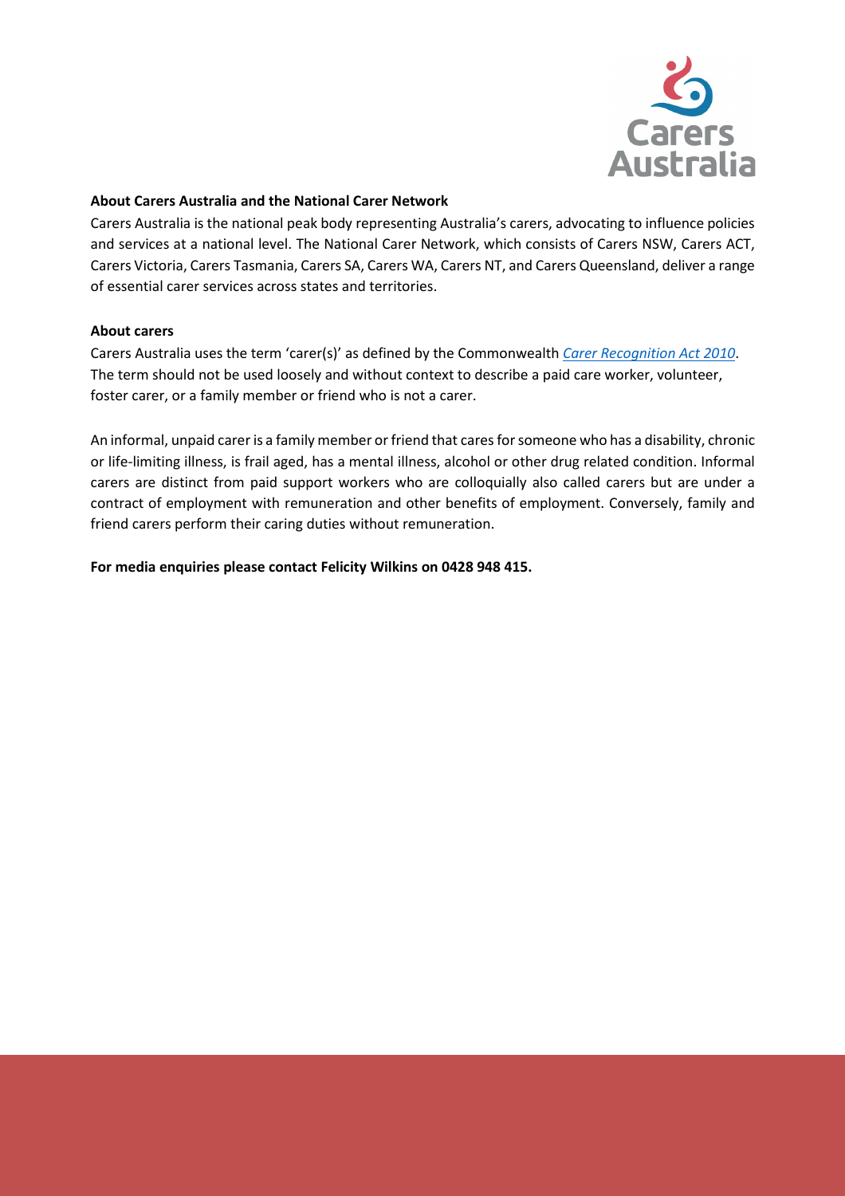**About Carers Australia and the National Carer Network**

Carers Australia is the national peak body representing Australia's carers, advocating to influence policies and services at a national level. The National Carer Network, which consists of Carers NSW, Carers ACT, Carers Victoria, Carers Tasmania, Carers SA, Carers WA, Carers NT, and Carers Queensland, deliver a range of essential carer services across states and territories.

**About carers**

Carers Australia uses the term 'carer(s)' as defined by the Commonwealth *Carer Recognition Act 2010*. The term should not be used loosely and without context to describe a paid care worker, volunteer, foster carer, or a family member or friend who is not a carer.

An informal, unpaid carer is a family member or friend that cares for someone who has a disability, chronic or life-limiting illness, is frail aged, has a mental illness, alcohol or other drug related condition. Informal carers are distinct from paid support workers who are colloquially also called carers but are under a contract of employment with remuneration and other benefits of employment. Conversely, family and friend carers perform their caring duties without remuneration.

**For media enquiries please contact Felicity Wilkins on 0428 948 415.**